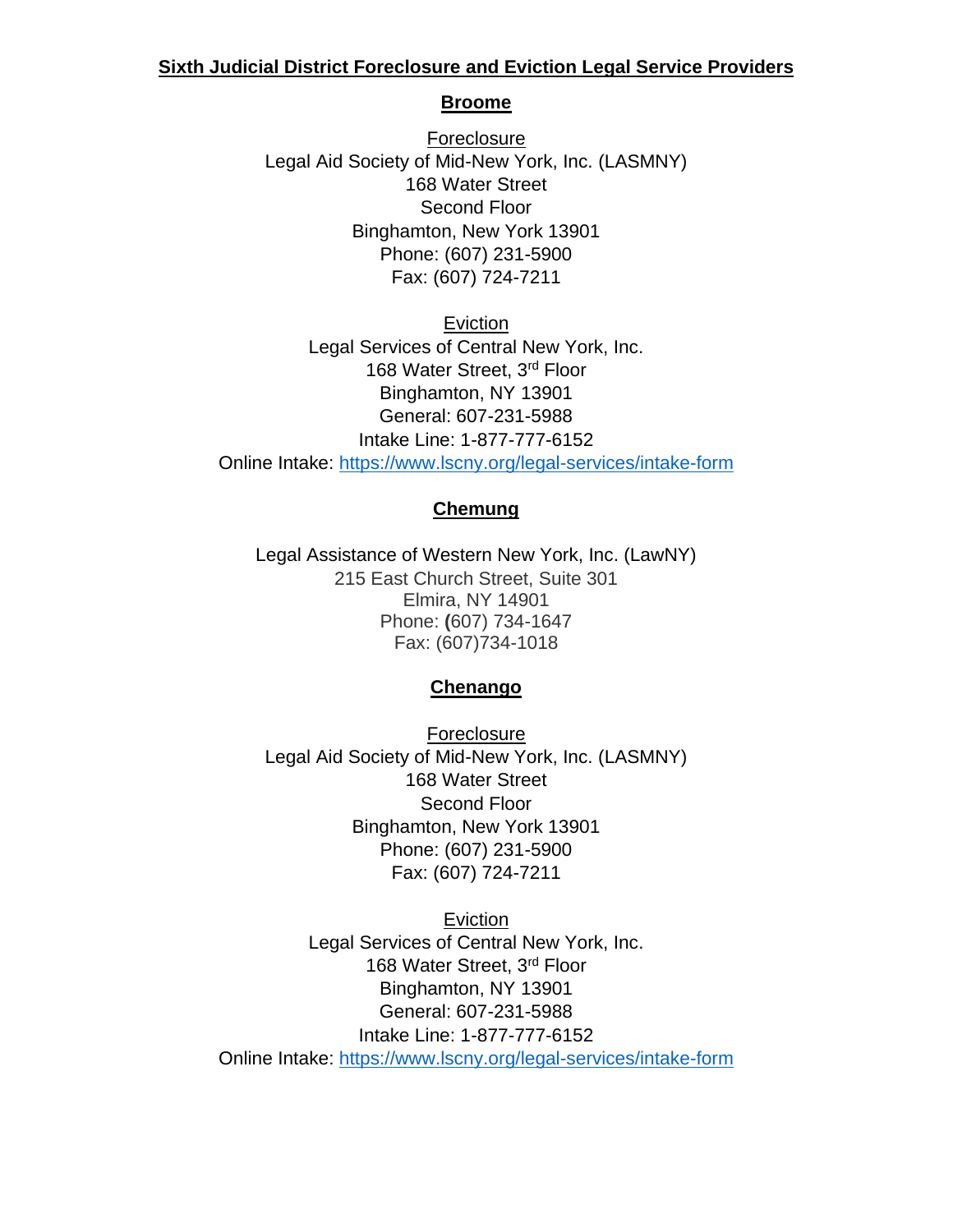# Sixth Judicial District Foreclosure and Eviction Legal Service Providers

## Broome

Foreclosure

Legal Aid Society of Mid-New York, Inc. (LASMNY)
168 Water Street
Second Floor
Binghamton, New York 13901
Phone: (607) 231-5900
Fax: (607) 724-7211

Eviction

Legal Services of Central New York, Inc.
168 Water Street, 3rd Floor
Binghamton, NY 13901
General: 607-231-5988
Intake Line: 1-877-777-6152
Online Intake: https://www.lscny.org/legal-services/intake-form

## Chemung

Legal Assistance of Western New York, Inc. (LawNY)
215 East Church Street, Suite 301
Elmira, NY 14901
Phone: (607) 734-1647
Fax: (607)734-1018

## Chenango

Foreclosure

Legal Aid Society of Mid-New York, Inc. (LASMNY)
168 Water Street
Second Floor
Binghamton, New York 13901
Phone: (607) 231-5900
Fax: (607) 724-7211

Eviction

Legal Services of Central New York, Inc.
168 Water Street, 3rd Floor
Binghamton, NY 13901
General: 607-231-5988
Intake Line: 1-877-777-6152
Online Intake: https://www.lscny.org/legal-services/intake-form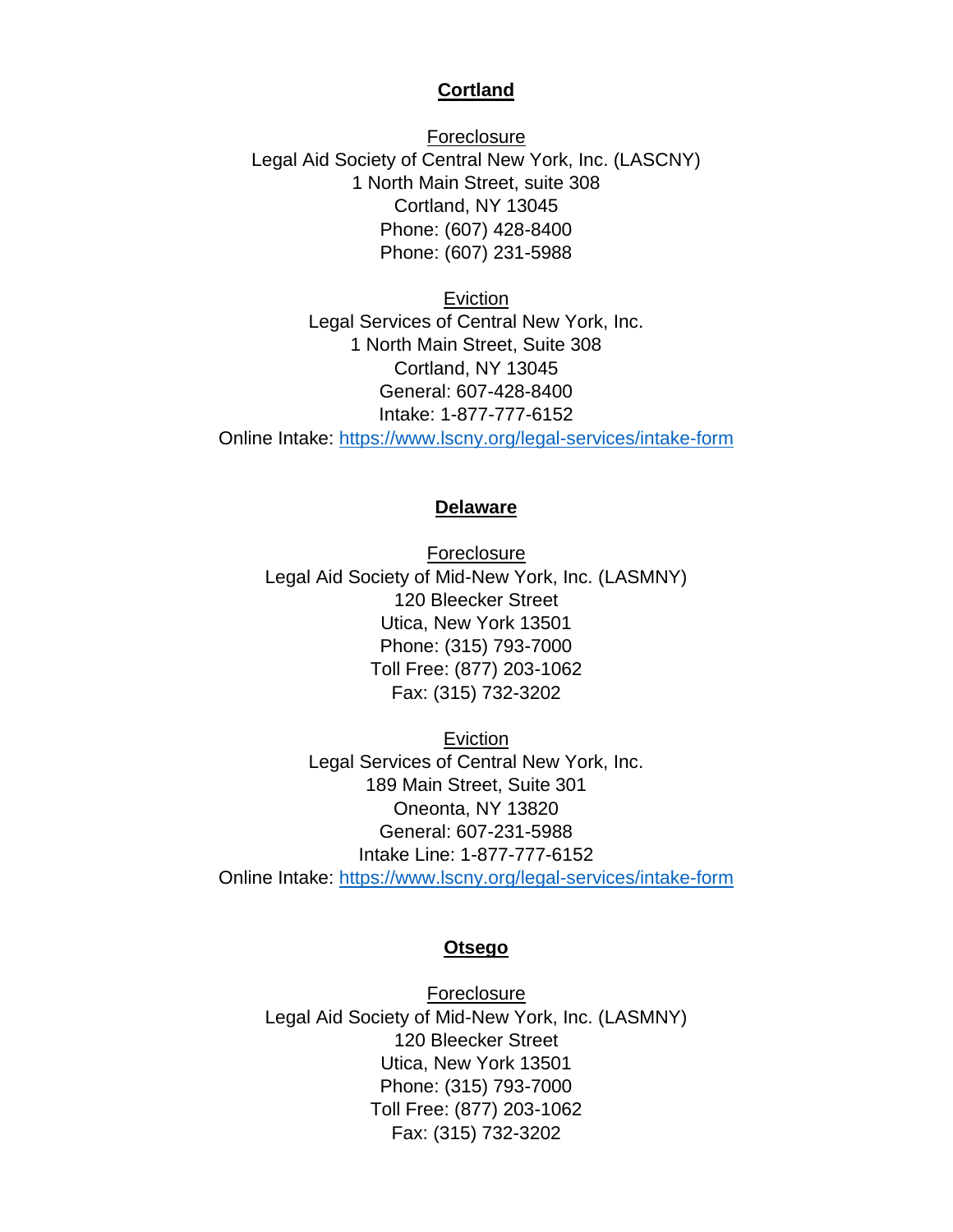## Cortland

Foreclosure
Legal Aid Society of Central New York, Inc. (LASCNY)
1 North Main Street, suite 308
Cortland, NY 13045
Phone: (607) 428-8400
Phone: (607) 231-5988

Eviction
Legal Services of Central New York, Inc.
1 North Main Street, Suite 308
Cortland, NY 13045
General: 607-428-8400
Intake: 1-877-777-6152
Online Intake: https://www.lscny.org/legal-services/intake-form

## Delaware

Foreclosure
Legal Aid Society of Mid-New York, Inc. (LASMNY)
120 Bleecker Street
Utica, New York 13501
Phone: (315) 793-7000
Toll Free: (877) 203-1062
Fax: (315) 732-3202

Eviction
Legal Services of Central New York, Inc.
189 Main Street, Suite 301
Oneonta, NY 13820
General: 607-231-5988
Intake Line: 1-877-777-6152
Online Intake: https://www.lscny.org/legal-services/intake-form

## Otsego

Foreclosure
Legal Aid Society of Mid-New York, Inc. (LASMNY)
120 Bleecker Street
Utica, New York 13501
Phone: (315) 793-7000
Toll Free: (877) 203-1062
Fax: (315) 732-3202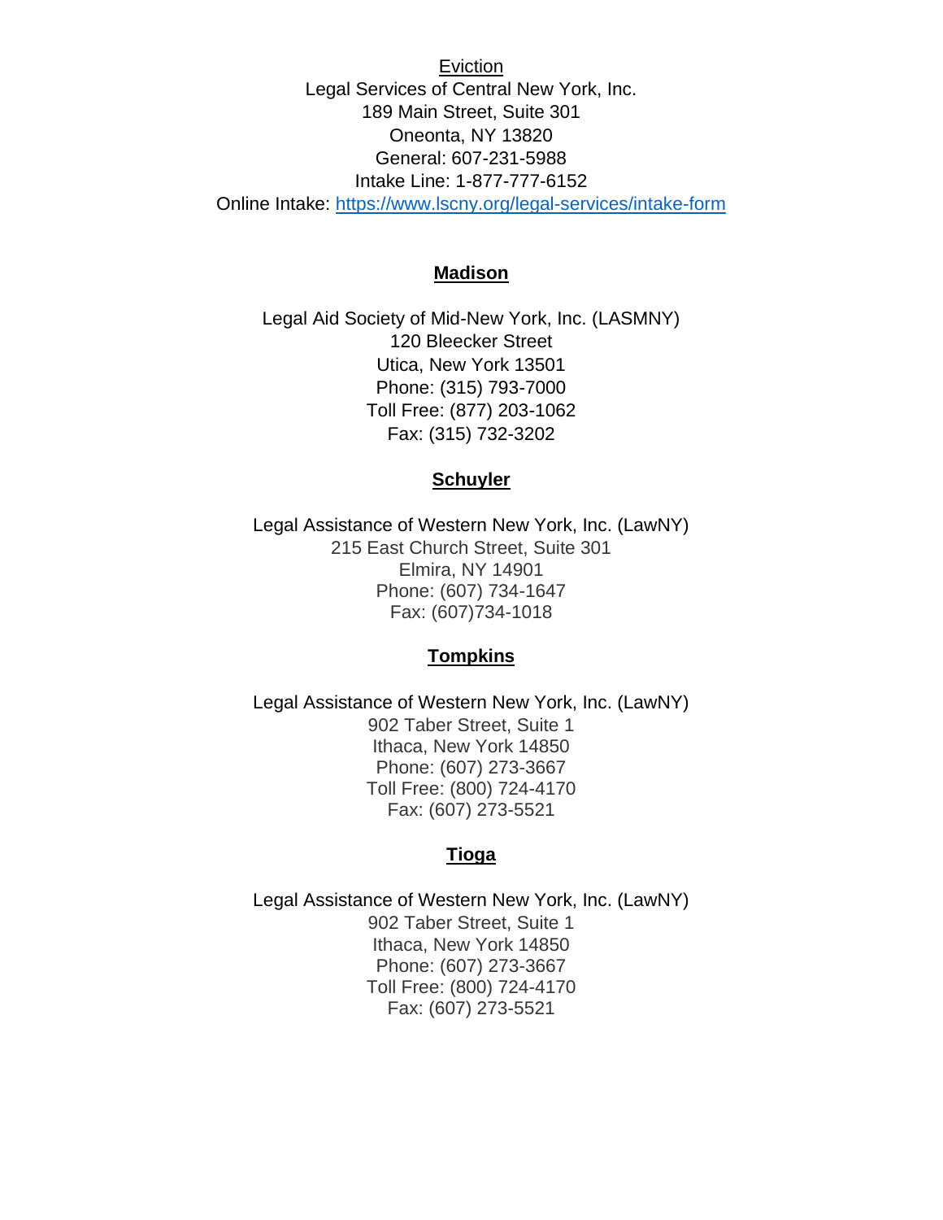Eviction
Legal Services of Central New York, Inc.
189 Main Street, Suite 301
Oneonta, NY 13820
General: 607-231-5988
Intake Line: 1-877-777-6152
Online Intake: https://www.lscny.org/legal-services/intake-form

## Madison

Legal Aid Society of Mid-New York, Inc. (LASMNY)
120 Bleecker Street
Utica, New York 13501
Phone: (315) 793-7000
Toll Free: (877) 203-1062
Fax: (315) 732-3202

## Schuyler

Legal Assistance of Western New York, Inc. (LawNY)
215 East Church Street, Suite 301
Elmira, NY 14901
Phone: (607) 734-1647
Fax: (607)734-1018

## Tompkins

Legal Assistance of Western New York, Inc. (LawNY)
902 Taber Street, Suite 1
Ithaca, New York 14850
Phone: (607) 273-3667
Toll Free: (800) 724-4170
Fax: (607) 273-5521

## Tioga

Legal Assistance of Western New York, Inc. (LawNY)
902 Taber Street, Suite 1
Ithaca, New York 14850
Phone: (607) 273-3667
Toll Free: (800) 724-4170
Fax: (607) 273-5521